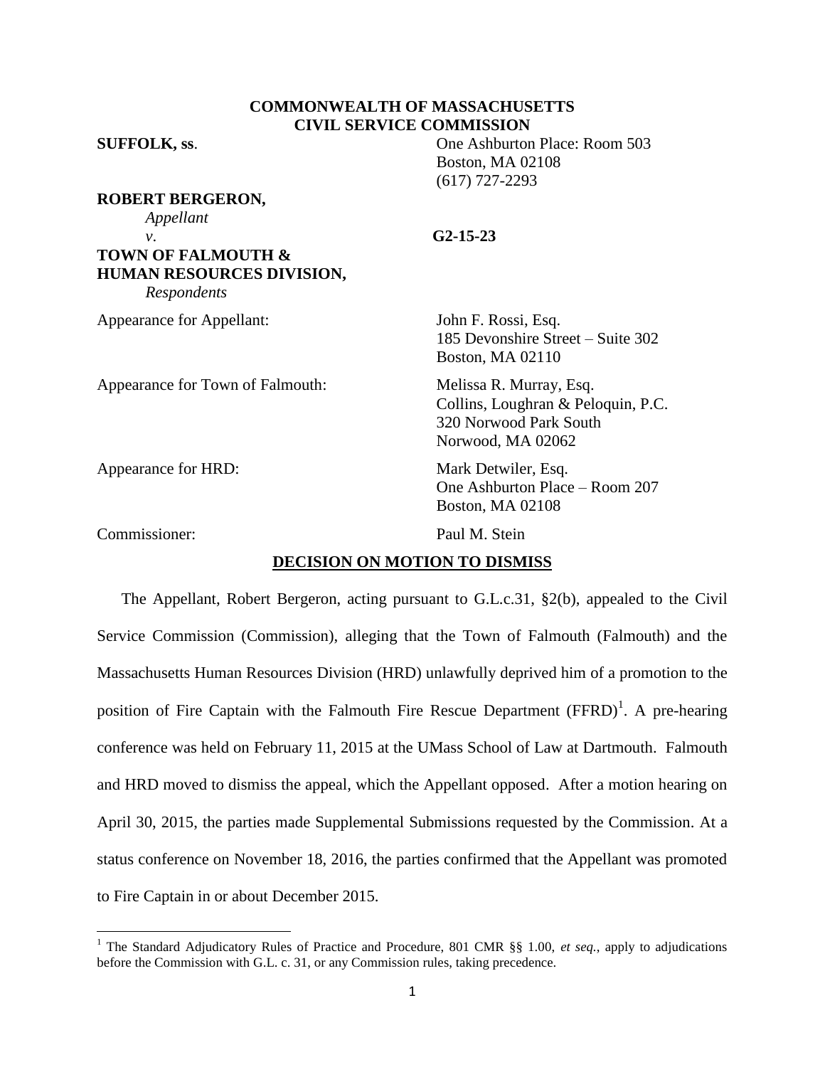**COMMONWEALTH OF MASSACHUSETTS**
**CIVIL SERVICE COMMISSION**

**SUFFOLK, ss.**

One Ashburton Place: Room 503
Boston, MA 02108
(617) 727-2293

**ROBERT BERGERON,**
*Appellant*
*v.* **G2-15-23**
**TOWN OF FALMOUTH &**
**HUMAN RESOURCES DIVISION,**
*Respondents*

Appearance for Appellant: John F. Rossi, Esq.
185 Devonshire Street – Suite 302
Boston, MA 02110

Appearance for Town of Falmouth: Melissa R. Murray, Esq.
Collins, Loughran & Peloquin, P.C.
320 Norwood Park South
Norwood, MA 02062

Appearance for HRD: Mark Detwiler, Esq.
One Ashburton Place – Room 207
Boston, MA 02108

Commissioner: Paul M. Stein

**DECISION ON MOTION TO DISMISS**

The Appellant, Robert Bergeron, acting pursuant to G.L.c.31, §2(b), appealed to the Civil Service Commission (Commission), alleging that the Town of Falmouth (Falmouth) and the Massachusetts Human Resources Division (HRD) unlawfully deprived him of a promotion to the position of Fire Captain with the Falmouth Fire Rescue Department (FFRD)[1]. A pre-hearing conference was held on February 11, 2015 at the UMass School of Law at Dartmouth. Falmouth and HRD moved to dismiss the appeal, which the Appellant opposed. After a motion hearing on April 30, 2015, the parties made Supplemental Submissions requested by the Commission. At a status conference on November 18, 2016, the parties confirmed that the Appellant was promoted to Fire Captain in or about December 2015.

[1] The Standard Adjudicatory Rules of Practice and Procedure, 801 CMR §§ 1.00, *et seq.*, apply to adjudications before the Commission with G.L. c. 31, or any Commission rules, taking precedence.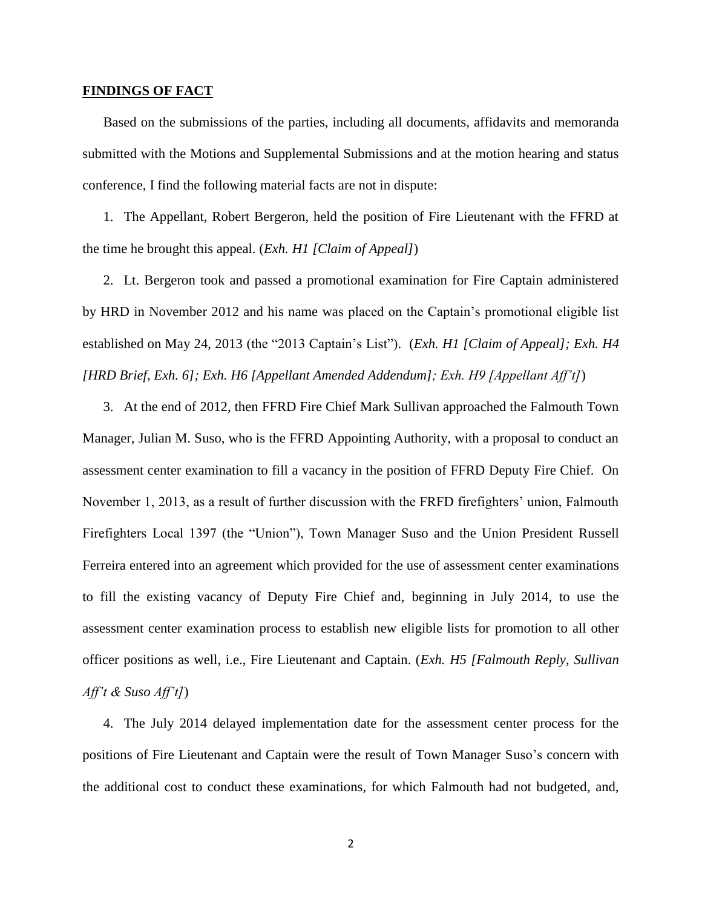**FINDINGS OF FACT**

Based on the submissions of the parties, including all documents, affidavits and memoranda submitted with the Motions and Supplemental Submissions and at the motion hearing and status conference, I find the following material facts are not in dispute:

1. The Appellant, Robert Bergeron, held the position of Fire Lieutenant with the FFRD at the time he brought this appeal. (*Exh. H1 [Claim of Appeal]*)

2. Lt. Bergeron took and passed a promotional examination for Fire Captain administered by HRD in November 2012 and his name was placed on the Captain's promotional eligible list established on May 24, 2013 (the "2013 Captain's List"). (*Exh. H1 [Claim of Appeal]; Exh. H4 [HRD Brief, Exh. 6]; Exh. H6 [Appellant Amended Addendum]; Exh. H9 [Appellant Aff't]*)

3. At the end of 2012, then FFRD Fire Chief Mark Sullivan approached the Falmouth Town Manager, Julian M. Suso, who is the FFRD Appointing Authority, with a proposal to conduct an assessment center examination to fill a vacancy in the position of FFRD Deputy Fire Chief. On November 1, 2013, as a result of further discussion with the FRFD firefighters' union, Falmouth Firefighters Local 1397 (the "Union"), Town Manager Suso and the Union President Russell Ferreira entered into an agreement which provided for the use of assessment center examinations to fill the existing vacancy of Deputy Fire Chief and, beginning in July 2014, to use the assessment center examination process to establish new eligible lists for promotion to all other officer positions as well, i.e., Fire Lieutenant and Captain. (*Exh. H5 [Falmouth Reply, Sullivan Aff't & Suso Aff't]*)

4. The July 2014 delayed implementation date for the assessment center process for the positions of Fire Lieutenant and Captain were the result of Town Manager Suso's concern with the additional cost to conduct these examinations, for which Falmouth had not budgeted, and,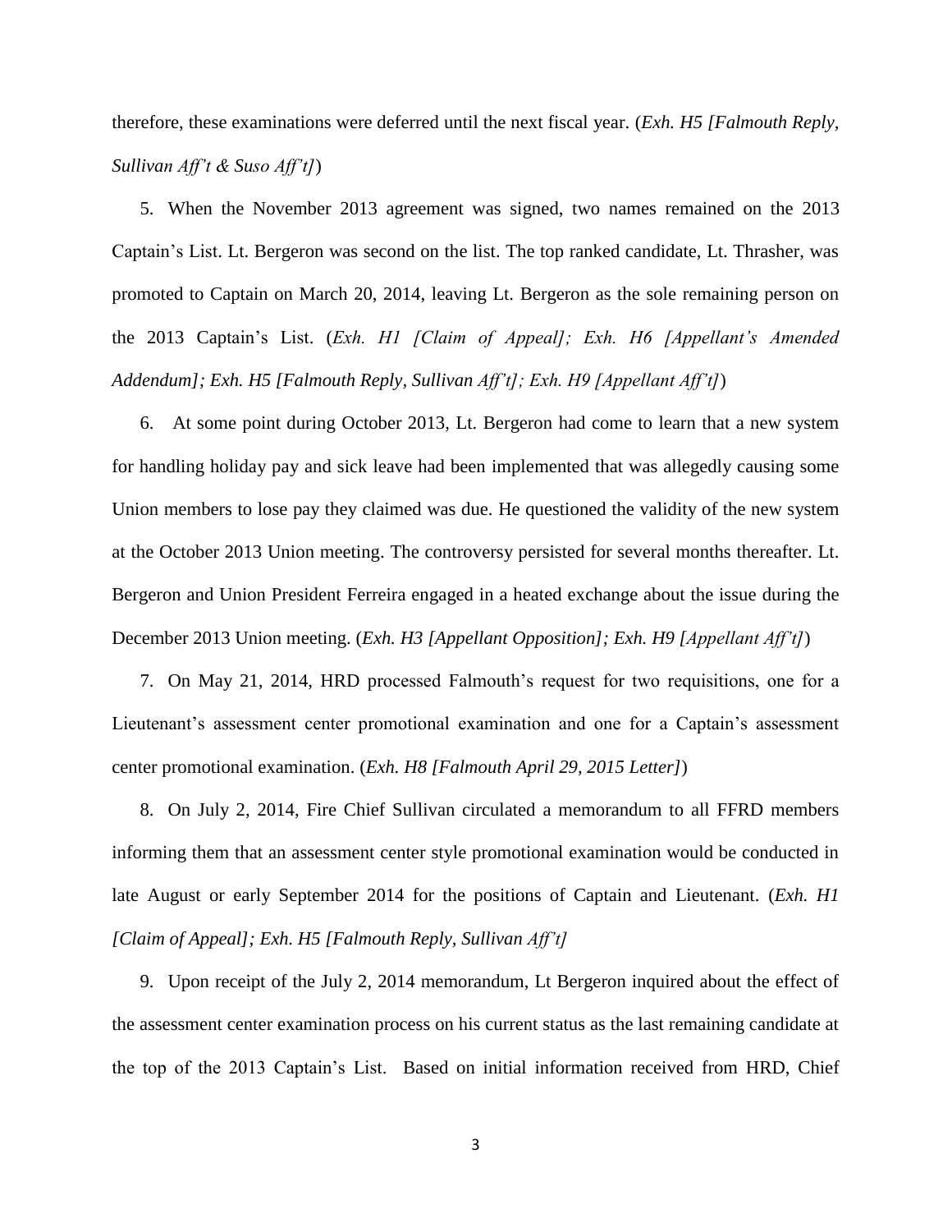therefore, these examinations were deferred until the next fiscal year. (*Exh. H5 [Falmouth Reply, Sullivan Aff't & Suso Aff't]*)

5. When the November 2013 agreement was signed, two names remained on the 2013 Captain's List. Lt. Bergeron was second on the list. The top ranked candidate, Lt. Thrasher, was promoted to Captain on March 20, 2014, leaving Lt. Bergeron as the sole remaining person on the 2013 Captain's List. (*Exh. H1 [Claim of Appeal]; Exh. H6 [Appellant's Amended Addendum]; Exh. H5 [Falmouth Reply, Sullivan Aff't]; Exh. H9 [Appellant Aff't]*)

6. At some point during October 2013, Lt. Bergeron had come to learn that a new system for handling holiday pay and sick leave had been implemented that was allegedly causing some Union members to lose pay they claimed was due. He questioned the validity of the new system at the October 2013 Union meeting. The controversy persisted for several months thereafter. Lt. Bergeron and Union President Ferreira engaged in a heated exchange about the issue during the December 2013 Union meeting. (*Exh. H3 [Appellant Opposition]; Exh. H9 [Appellant Aff't]*)

7. On May 21, 2014, HRD processed Falmouth's request for two requisitions, one for a Lieutenant's assessment center promotional examination and one for a Captain's assessment center promotional examination. (*Exh. H8 [Falmouth April 29, 2015 Letter]*)

8. On July 2, 2014, Fire Chief Sullivan circulated a memorandum to all FFRD members informing them that an assessment center style promotional examination would be conducted in late August or early September 2014 for the positions of Captain and Lieutenant. (*Exh. H1 [Claim of Appeal]; Exh. H5 [Falmouth Reply, Sullivan Aff't]*

9. Upon receipt of the July 2, 2014 memorandum, Lt Bergeron inquired about the effect of the assessment center examination process on his current status as the last remaining candidate at the top of the 2013 Captain's List. Based on initial information received from HRD, Chief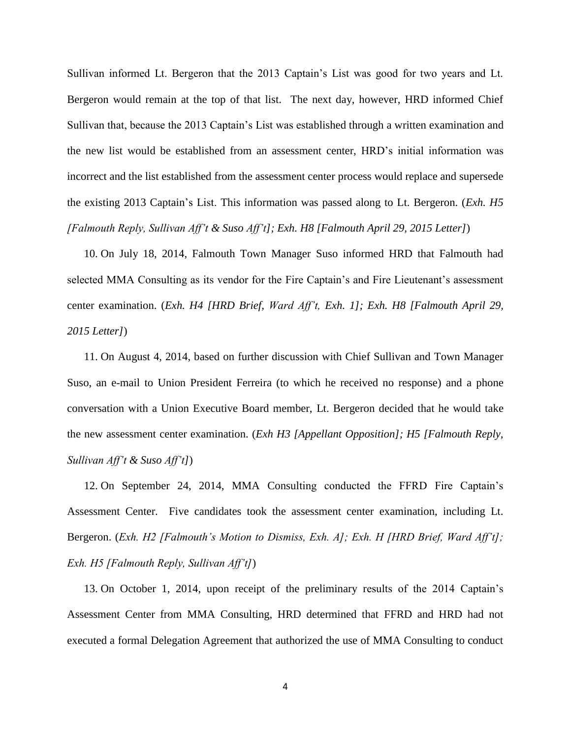Sullivan informed Lt. Bergeron that the 2013 Captain's List was good for two years and Lt. Bergeron would remain at the top of that list. The next day, however, HRD informed Chief Sullivan that, because the 2013 Captain's List was established through a written examination and the new list would be established from an assessment center, HRD's initial information was incorrect and the list established from the assessment center process would replace and supersede the existing 2013 Captain's List. This information was passed along to Lt. Bergeron. (*Exh. H5 [Falmouth Reply, Sullivan Aff't & Suso Aff't]; Exh. H8 [Falmouth April 29, 2015 Letter]*)

10. On July 18, 2014, Falmouth Town Manager Suso informed HRD that Falmouth had selected MMA Consulting as its vendor for the Fire Captain's and Fire Lieutenant's assessment center examination. (*Exh. H4 [HRD Brief, Ward Aff't, Exh. 1]; Exh. H8 [Falmouth April 29, 2015 Letter]*)

11. On August 4, 2014, based on further discussion with Chief Sullivan and Town Manager Suso, an e-mail to Union President Ferreira (to which he received no response) and a phone conversation with a Union Executive Board member, Lt. Bergeron decided that he would take the new assessment center examination. (*Exh H3 [Appellant Opposition]; H5 [Falmouth Reply, Sullivan Aff't & Suso Aff't]*)

12. On September 24, 2014, MMA Consulting conducted the FFRD Fire Captain's Assessment Center. Five candidates took the assessment center examination, including Lt. Bergeron. (*Exh. H2 [Falmouth's Motion to Dismiss, Exh. A]; Exh. H [HRD Brief, Ward Aff't]; Exh. H5 [Falmouth Reply, Sullivan Aff't]*)

13. On October 1, 2014, upon receipt of the preliminary results of the 2014 Captain's Assessment Center from MMA Consulting, HRD determined that FFRD and HRD had not executed a formal Delegation Agreement that authorized the use of MMA Consulting to conduct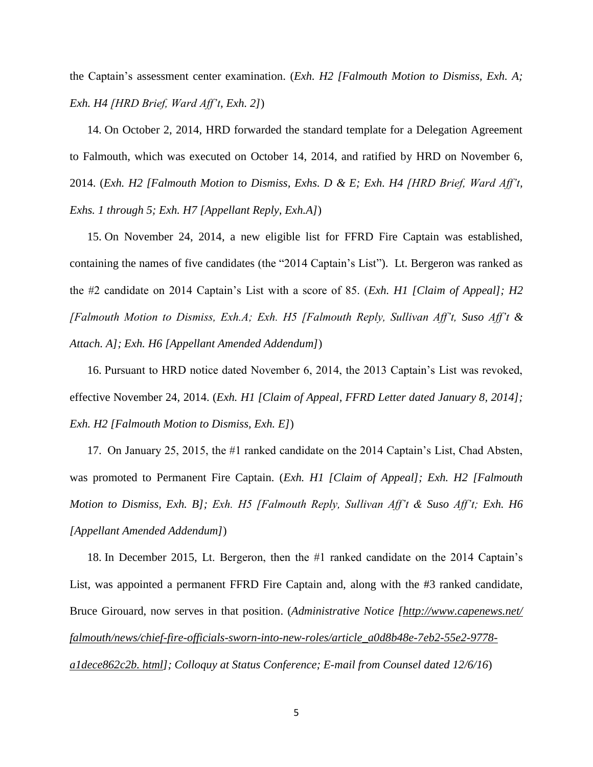the Captain's assessment center examination. (*Exh. H2 [Falmouth Motion to Dismiss, Exh. A; Exh. H4 [HRD Brief, Ward Aff't, Exh. 2]*)

14. On October 2, 2014, HRD forwarded the standard template for a Delegation Agreement to Falmouth, which was executed on October 14, 2014, and ratified by HRD on November 6, 2014. (*Exh. H2 [Falmouth Motion to Dismiss, Exhs. D & E; Exh. H4 [HRD Brief, Ward Aff't, Exhs. 1 through 5; Exh. H7 [Appellant Reply, Exh.A]*)

15. On November 24, 2014, a new eligible list for FFRD Fire Captain was established, containing the names of five candidates (the "2014 Captain's List"). Lt. Bergeron was ranked as the #2 candidate on 2014 Captain's List with a score of 85. (*Exh. H1 [Claim of Appeal]; H2 [Falmouth Motion to Dismiss, Exh.A; Exh. H5 [Falmouth Reply, Sullivan Aff't, Suso Aff't & Attach. A]; Exh. H6 [Appellant Amended Addendum]*)

16. Pursuant to HRD notice dated November 6, 2014, the 2013 Captain's List was revoked, effective November 24, 2014. (*Exh. H1 [Claim of Appeal, FFRD Letter dated January 8, 2014]; Exh. H2 [Falmouth Motion to Dismiss, Exh. E]*)

17. On January 25, 2015, the #1 ranked candidate on the 2014 Captain's List, Chad Absten, was promoted to Permanent Fire Captain. (*Exh. H1 [Claim of Appeal]; Exh. H2 [Falmouth Motion to Dismiss, Exh. B]; Exh. H5 [Falmouth Reply, Sullivan Aff't & Suso Aff't; Exh. H6 [Appellant Amended Addendum]*)

18. In December 2015, Lt. Bergeron, then the #1 ranked candidate on the 2014 Captain's List, was appointed a permanent FFRD Fire Captain and, along with the #3 ranked candidate, Bruce Girouard, now serves in that position. (*Administrative Notice [http://www.capenews.net/falmouth/news/chief-fire-officials-sworn-into-new-roles/article_a0d8b48e-7eb2-55e2-9778-a1dece862c2b. html]; Colloquy at Status Conference; E-mail from Counsel dated 12/6/16*)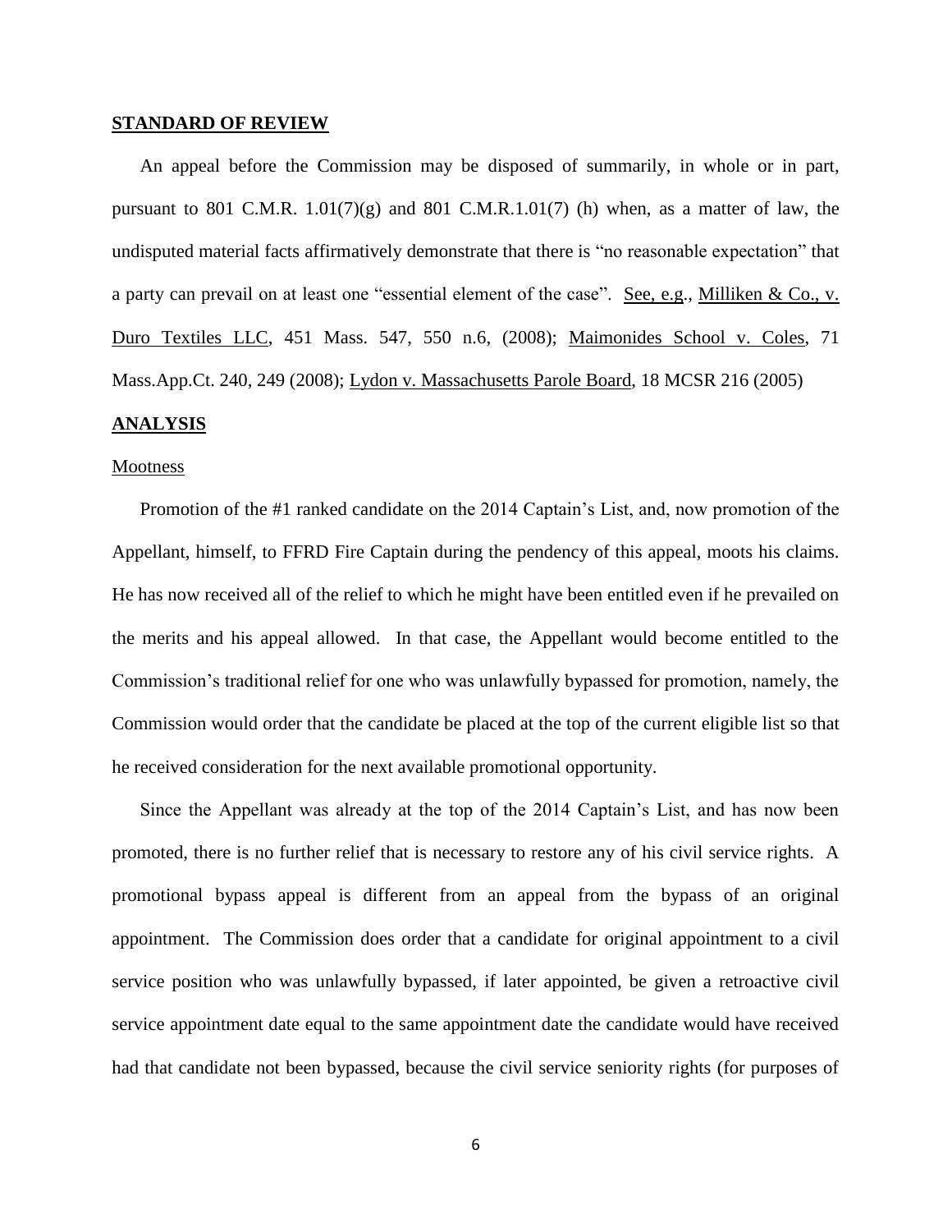## STANDARD OF REVIEW

An appeal before the Commission may be disposed of summarily, in whole or in part, pursuant to 801 C.M.R. 1.01(7)(g) and 801 C.M.R.1.01(7) (h) when, as a matter of law, the undisputed material facts affirmatively demonstrate that there is "no reasonable expectation" that a party can prevail on at least one "essential element of the case". See, e.g., Milliken & Co., v. Duro Textiles LLC, 451 Mass. 547, 550 n.6, (2008); Maimonides School v. Coles, 71 Mass.App.Ct. 240, 249 (2008); Lydon v. Massachusetts Parole Board, 18 MCSR 216 (2005)

## ANALYSIS

### Mootness

Promotion of the #1 ranked candidate on the 2014 Captain's List, and, now promotion of the Appellant, himself, to FFRD Fire Captain during the pendency of this appeal, moots his claims. He has now received all of the relief to which he might have been entitled even if he prevailed on the merits and his appeal allowed. In that case, the Appellant would become entitled to the Commission's traditional relief for one who was unlawfully bypassed for promotion, namely, the Commission would order that the candidate be placed at the top of the current eligible list so that he received consideration for the next available promotional opportunity.

Since the Appellant was already at the top of the 2014 Captain's List, and has now been promoted, there is no further relief that is necessary to restore any of his civil service rights. A promotional bypass appeal is different from an appeal from the bypass of an original appointment. The Commission does order that a candidate for original appointment to a civil service position who was unlawfully bypassed, if later appointed, be given a retroactive civil service appointment date equal to the same appointment date the candidate would have received had that candidate not been bypassed, because the civil service seniority rights (for purposes of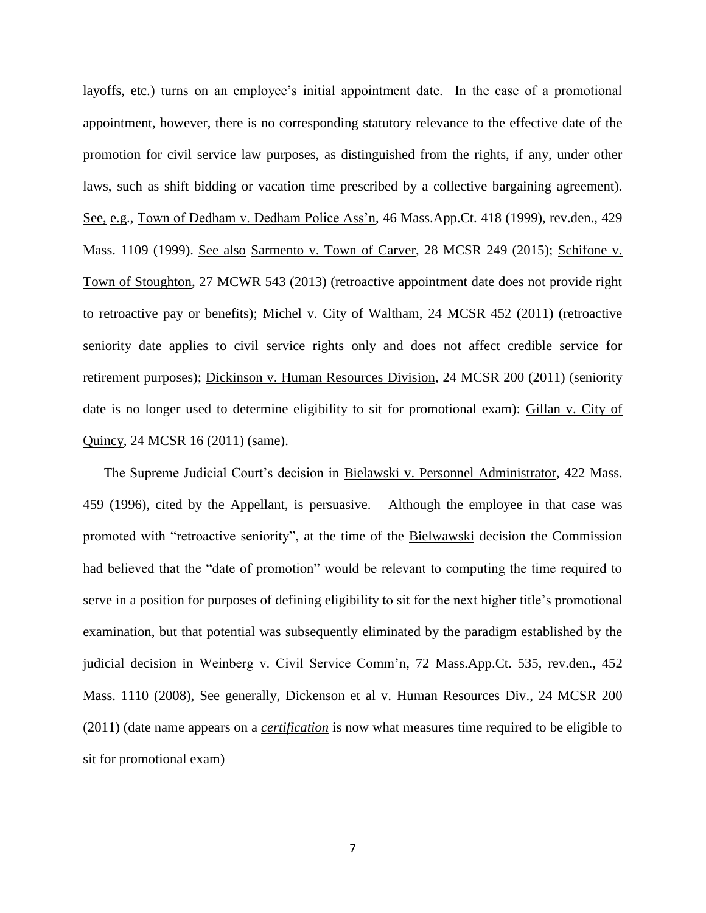layoffs, etc.) turns on an employee's initial appointment date. In the case of a promotional appointment, however, there is no corresponding statutory relevance to the effective date of the promotion for civil service law purposes, as distinguished from the rights, if any, under other laws, such as shift bidding or vacation time prescribed by a collective bargaining agreement). See, e.g., Town of Dedham v. Dedham Police Ass'n, 46 Mass.App.Ct. 418 (1999), rev.den., 429 Mass. 1109 (1999). See also Sarmento v. Town of Carver, 28 MCSR 249 (2015); Schifone v. Town of Stoughton, 27 MCWR 543 (2013) (retroactive appointment date does not provide right to retroactive pay or benefits); Michel v. City of Waltham, 24 MCSR 452 (2011) (retroactive seniority date applies to civil service rights only and does not affect credible service for retirement purposes); Dickinson v. Human Resources Division, 24 MCSR 200 (2011) (seniority date is no longer used to determine eligibility to sit for promotional exam): Gillan v. City of Quincy, 24 MCSR 16 (2011) (same).

The Supreme Judicial Court's decision in Bielawski v. Personnel Administrator, 422 Mass. 459 (1996), cited by the Appellant, is persuasive. Although the employee in that case was promoted with "retroactive seniority", at the time of the Bielwawski decision the Commission had believed that the "date of promotion" would be relevant to computing the time required to serve in a position for purposes of defining eligibility to sit for the next higher title's promotional examination, but that potential was subsequently eliminated by the paradigm established by the judicial decision in Weinberg v. Civil Service Comm'n, 72 Mass.App.Ct. 535, rev.den., 452 Mass. 1110 (2008), See generally, Dickenson et al v. Human Resources Div., 24 MCSR 200 (2011) (date name appears on a ***certification*** is now what measures time required to be eligible to sit for promotional exam)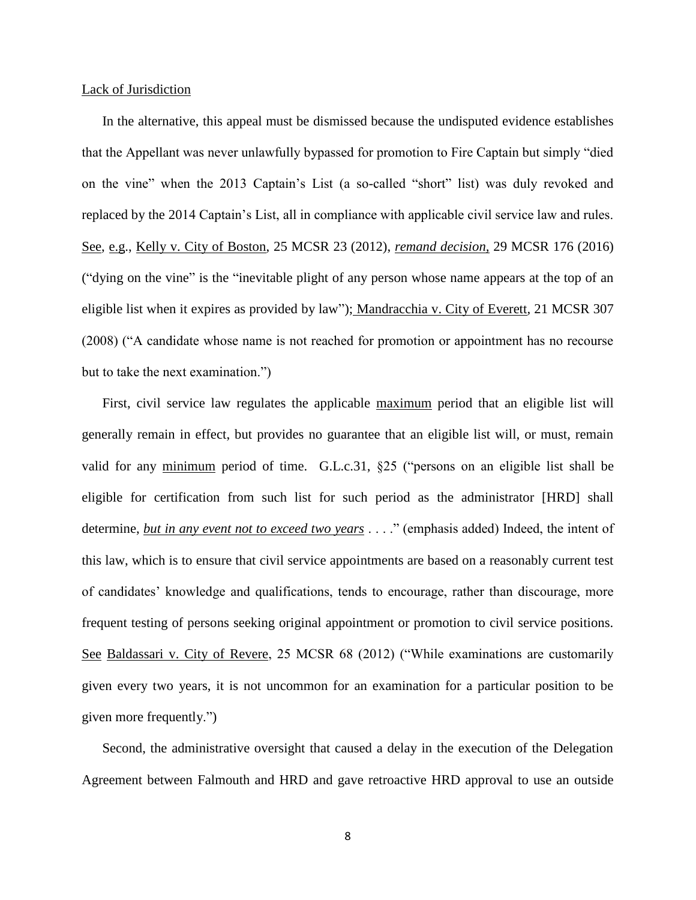<u>Lack of Jurisdiction</u>

In the alternative, this appeal must be dismissed because the undisputed evidence establishes that the Appellant was never unlawfully bypassed for promotion to Fire Captain but simply "died on the vine" when the 2013 Captain's List (a so-called "short" list) was duly revoked and replaced by the 2014 Captain's List, all in compliance with applicable civil service law and rules. <u>See</u>, <u>e.g</u>., <u>Kelly v. City of Boston</u>, 25 MCSR 23 (2012), <u>*remand decision,*</u> 29 MCSR 176 (2016) ("dying on the vine" is the "inevitable plight of any person whose name appears at the top of an eligible list when it expires as provided by law"); <u>Mandracchia v. City of Everett</u>, 21 MCSR 307 (2008) ("A candidate whose name is not reached for promotion or appointment has no recourse but to take the next examination.")

First, civil service law regulates the applicable <u>maximum</u> period that an eligible list will generally remain in effect, but provides no guarantee that an eligible list will, or must, remain valid for any <u>minimum</u> period of time. G.L.c.31, §25 ("persons on an eligible list shall be eligible for certification from such list for such period as the administrator [HRD] shall determine, <u>*but in any event not to exceed two years*</u> . . . ." (emphasis added) Indeed, the intent of this law, which is to ensure that civil service appointments are based on a reasonably current test of candidates' knowledge and qualifications, tends to encourage, rather than discourage, more frequent testing of persons seeking original appointment or promotion to civil service positions. <u>See</u> <u>Baldassari v. City of Revere</u>, 25 MCSR 68 (2012) ("While examinations are customarily given every two years, it is not uncommon for an examination for a particular position to be given more frequently.")

Second, the administrative oversight that caused a delay in the execution of the Delegation Agreement between Falmouth and HRD and gave retroactive HRD approval to use an outside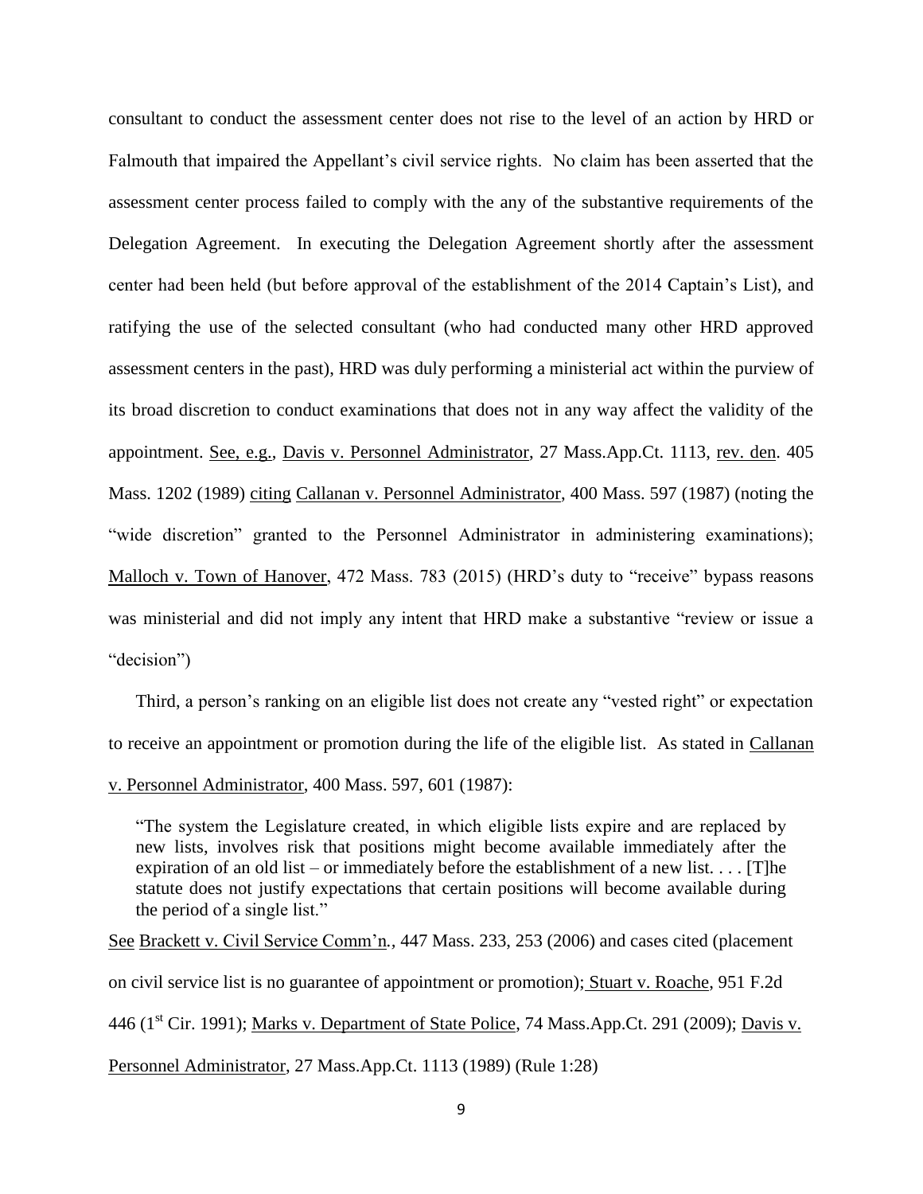consultant to conduct the assessment center does not rise to the level of an action by HRD or Falmouth that impaired the Appellant's civil service rights. No claim has been asserted that the assessment center process failed to comply with the any of the substantive requirements of the Delegation Agreement. In executing the Delegation Agreement shortly after the assessment center had been held (but before approval of the establishment of the 2014 Captain's List), and ratifying the use of the selected consultant (who had conducted many other HRD approved assessment centers in the past), HRD was duly performing a ministerial act within the purview of its broad discretion to conduct examinations that does not in any way affect the validity of the appointment. See, e.g., Davis v. Personnel Administrator, 27 Mass.App.Ct. 1113, rev. den. 405 Mass. 1202 (1989) citing Callanan v. Personnel Administrator, 400 Mass. 597 (1987) (noting the "wide discretion" granted to the Personnel Administrator in administering examinations); Malloch v. Town of Hanover, 472 Mass. 783 (2015) (HRD's duty to "receive" bypass reasons was ministerial and did not imply any intent that HRD make a substantive "review or issue a "decision")

Third, a person's ranking on an eligible list does not create any "vested right" or expectation to receive an appointment or promotion during the life of the eligible list. As stated in Callanan v. Personnel Administrator, 400 Mass. 597, 601 (1987):

> "The system the Legislature created, in which eligible lists expire and are replaced by new lists, involves risk that positions might become available immediately after the expiration of an old list – or immediately before the establishment of a new list. . . . [T]he statute does not justify expectations that certain positions will become available during the period of a single list."

See Brackett v. Civil Service Comm'n., 447 Mass. 233, 253 (2006) and cases cited (placement on civil service list is no guarantee of appointment or promotion); Stuart v. Roache, 951 F.2d 446 (1st Cir. 1991); Marks v. Department of State Police, 74 Mass.App.Ct. 291 (2009); Davis v. Personnel Administrator, 27 Mass.App.Ct. 1113 (1989) (Rule 1:28)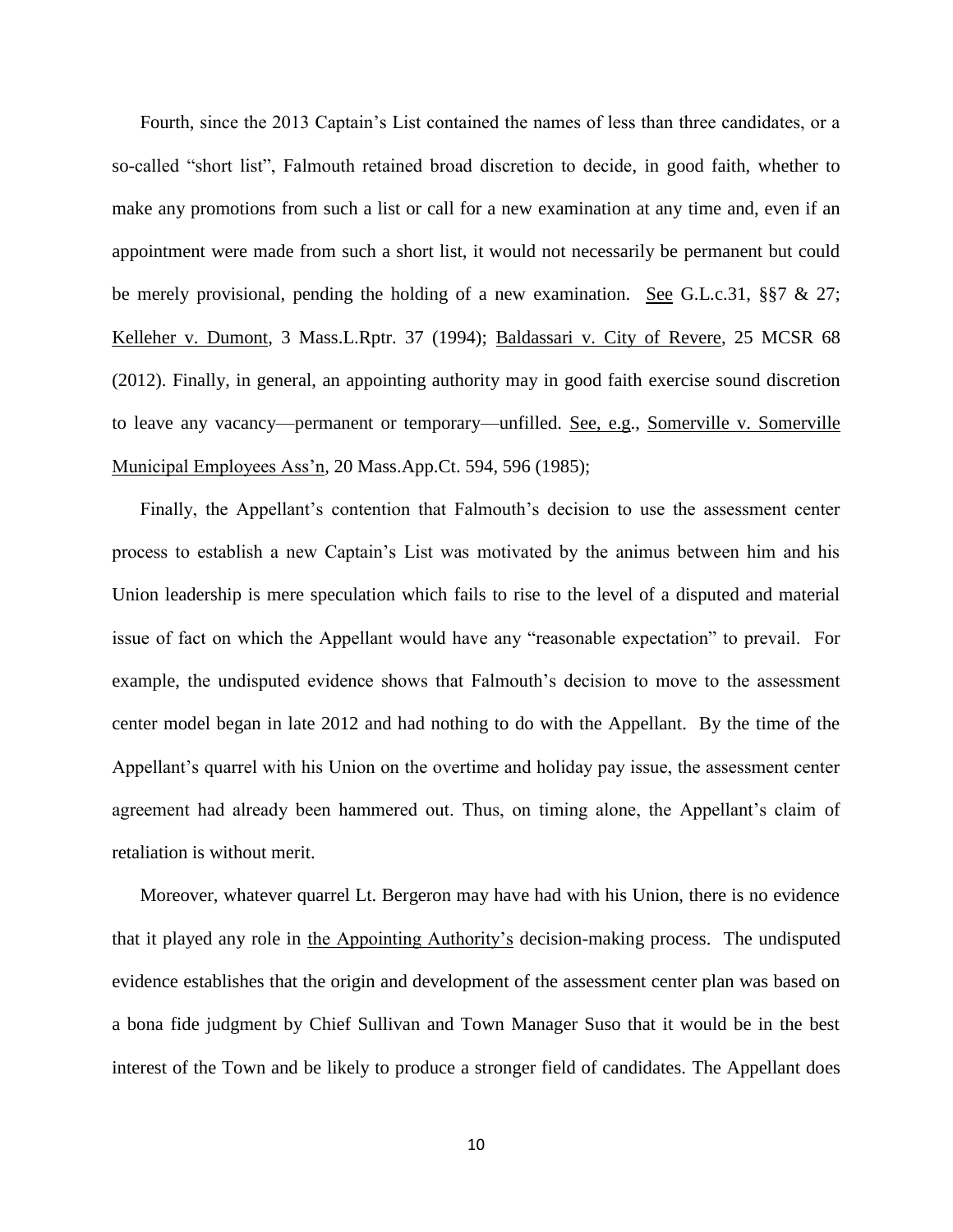Fourth, since the 2013 Captain's List contained the names of less than three candidates, or a so-called "short list", Falmouth retained broad discretion to decide, in good faith, whether to make any promotions from such a list or call for a new examination at any time and, even if an appointment were made from such a short list, it would not necessarily be permanent but could be merely provisional, pending the holding of a new examination. See G.L.c.31, §§7 & 27; Kelleher v. Dumont, 3 Mass.L.Rptr. 37 (1994); Baldassari v. City of Revere, 25 MCSR 68 (2012). Finally, in general, an appointing authority may in good faith exercise sound discretion to leave any vacancy—permanent or temporary—unfilled. See, e.g., Somerville v. Somerville Municipal Employees Ass'n, 20 Mass.App.Ct. 594, 596 (1985);

Finally, the Appellant's contention that Falmouth's decision to use the assessment center process to establish a new Captain's List was motivated by the animus between him and his Union leadership is mere speculation which fails to rise to the level of a disputed and material issue of fact on which the Appellant would have any "reasonable expectation" to prevail. For example, the undisputed evidence shows that Falmouth's decision to move to the assessment center model began in late 2012 and had nothing to do with the Appellant. By the time of the Appellant's quarrel with his Union on the overtime and holiday pay issue, the assessment center agreement had already been hammered out. Thus, on timing alone, the Appellant's claim of retaliation is without merit.

Moreover, whatever quarrel Lt. Bergeron may have had with his Union, there is no evidence that it played any role in the Appointing Authority's decision-making process. The undisputed evidence establishes that the origin and development of the assessment center plan was based on a bona fide judgment by Chief Sullivan and Town Manager Suso that it would be in the best interest of the Town and be likely to produce a stronger field of candidates. The Appellant does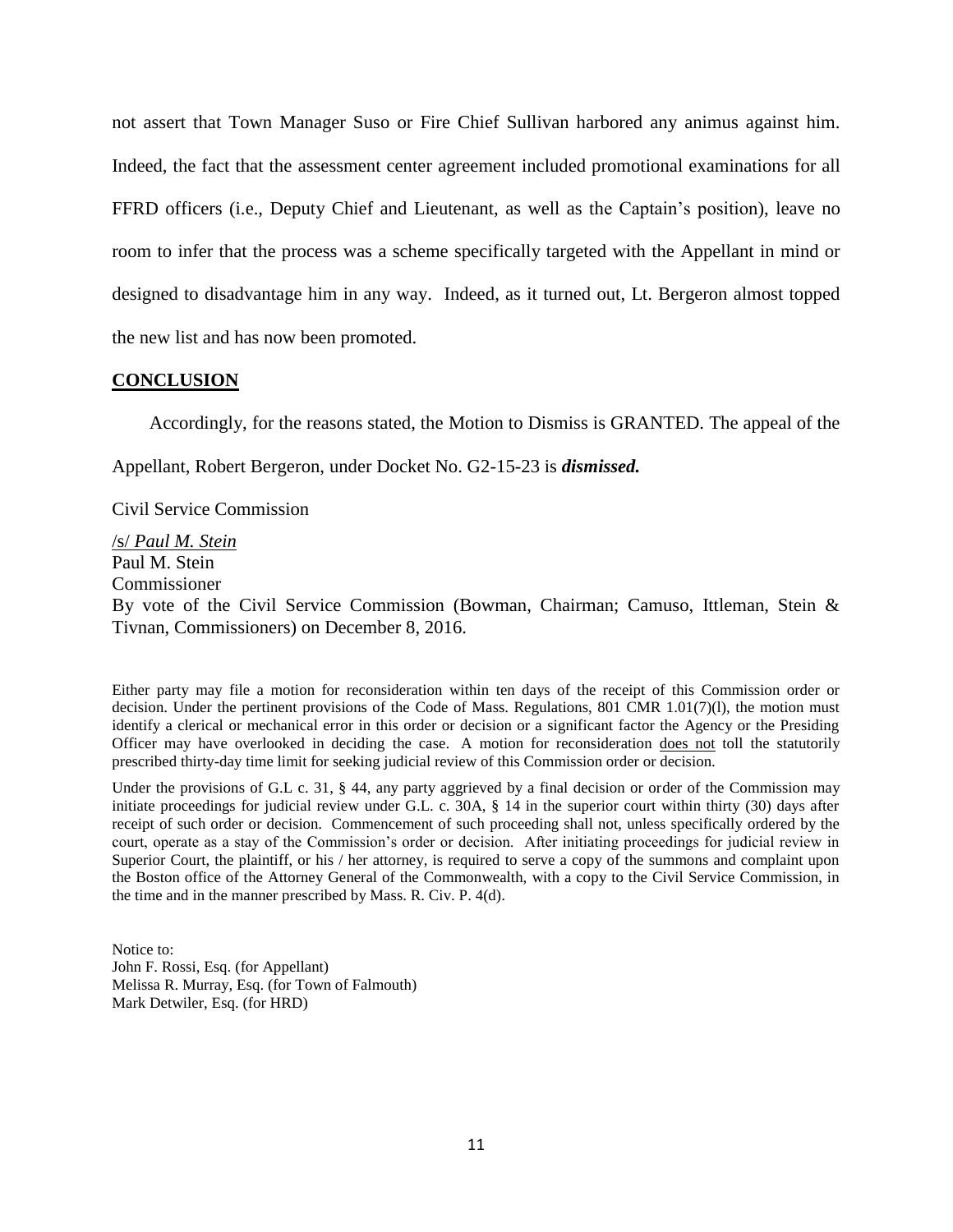not assert that Town Manager Suso or Fire Chief Sullivan harbored any animus against him. Indeed, the fact that the assessment center agreement included promotional examinations for all FFRD officers (i.e., Deputy Chief and Lieutenant, as well as the Captain's position), leave no room to infer that the process was a scheme specifically targeted with the Appellant in mind or designed to disadvantage him in any way. Indeed, as it turned out, Lt. Bergeron almost topped the new list and has now been promoted.

## CONCLUSION

Accordingly, for the reasons stated, the Motion to Dismiss is GRANTED. The appeal of the Appellant, Robert Bergeron, under Docket No. G2-15-23 is ***dismissed.***

Civil Service Commission

/s/ *Paul M. Stein*
Paul M. Stein
Commissioner
By vote of the Civil Service Commission (Bowman, Chairman; Camuso, Ittleman, Stein & Tivnan, Commissioners) on December 8, 2016.

Either party may file a motion for reconsideration within ten days of the receipt of this Commission order or decision. Under the pertinent provisions of the Code of Mass. Regulations, 801 CMR 1.01(7)(l), the motion must identify a clerical or mechanical error in this order or decision or a significant factor the Agency or the Presiding Officer may have overlooked in deciding the case. A motion for reconsideration does not toll the statutorily prescribed thirty-day time limit for seeking judicial review of this Commission order or decision.

Under the provisions of G.L c. 31, § 44, any party aggrieved by a final decision or order of the Commission may initiate proceedings for judicial review under G.L. c. 30A, § 14 in the superior court within thirty (30) days after receipt of such order or decision. Commencement of such proceeding shall not, unless specifically ordered by the court, operate as a stay of the Commission's order or decision. After initiating proceedings for judicial review in Superior Court, the plaintiff, or his / her attorney, is required to serve a copy of the summons and complaint upon the Boston office of the Attorney General of the Commonwealth, with a copy to the Civil Service Commission, in the time and in the manner prescribed by Mass. R. Civ. P. 4(d).

Notice to:
John F. Rossi, Esq. (for Appellant)
Melissa R. Murray, Esq. (for Town of Falmouth)
Mark Detwiler, Esq. (for HRD)